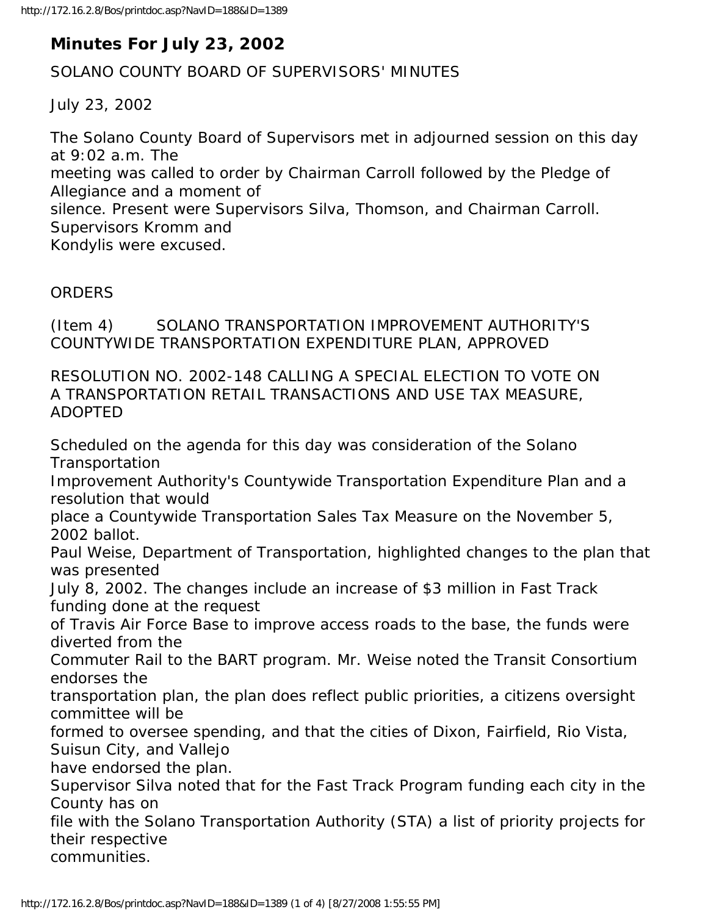# Minutes For July 23, 2002

SOLANO COUNTY BOARD OF SUPERVISORS' MINUTES

July 23, 2002

The Solano County Board of Supervisors met in adjourned session on this day at 9:02 a.m. The meeting was called to order by Chairman Carroll followed by the Pledge of Allegiance and a moment of silence. Present were Supervisors Silva, Thomson, and Chairman Carroll. Supervisors Kromm and Kondylis were excused.

ORDERS

(Item 4) SOLANO TRANSPORTATION IMPROVEMENT AUTHORITY'S COUNTYWIDE TRANSPORTATION EXPENDITURE PLAN, APPROVED

RESOLUTION NO. 2002-148 CALLING A SPECIAL ELECTION TO VOTE ON A TRANSPORTATION RETAIL TRANSACTIONS AND USE TAX MEASURE, ADOPTED

Scheduled on the agenda for this day was consideration of the Solano Transportation Improvement Authority's Countywide Transportation Expenditure Plan and a resolution that would place a Countywide Transportation Sales Tax Measure on the November 5, 2002 ballot.

Paul Weise, Department of Transportation, highlighted changes to the plan that was presented July 8, 2002. The changes include an increase of $3 million in Fast Track funding done at the request of Travis Air Force Base to improve access roads to the base, the funds were diverted from the Commuter Rail to the BART program. Mr. Weise noted the Transit Consortium endorses the transportation plan, the plan does reflect public priorities, a citizens oversight committee will be formed to oversee spending, and that the cities of Dixon, Fairfield, Rio Vista, Suisun City, and Vallejo have endorsed the plan.

Supervisor Silva noted that for the Fast Track Program funding each city in the County has on file with the Solano Transportation Authority (STA) a list of priority projects for their respective communities.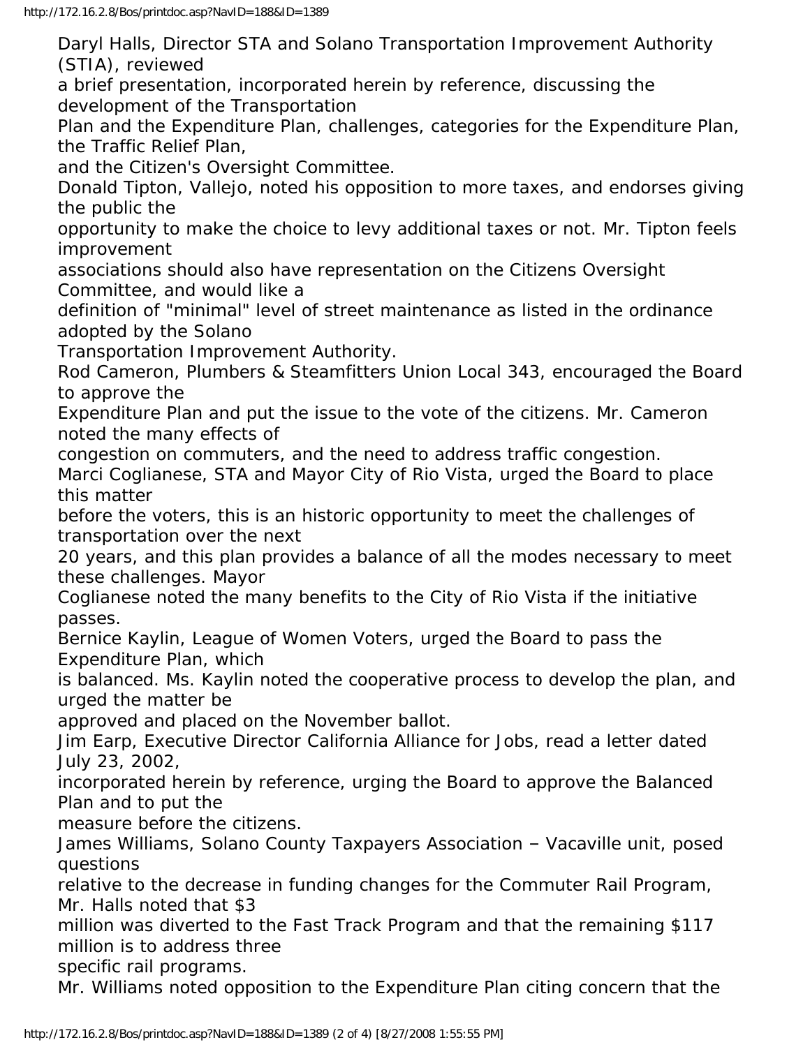Daryl Halls, Director STA and Solano Transportation Improvement Authority (STIA), reviewed a brief presentation, incorporated herein by reference, discussing the development of the Transportation Plan and the Expenditure Plan, challenges, categories for the Expenditure Plan, the Traffic Relief Plan, and the Citizen's Oversight Committee.

Donald Tipton, Vallejo, noted his opposition to more taxes, and endorses giving the public the opportunity to make the choice to levy additional taxes or not. Mr. Tipton feels improvement associations should also have representation on the Citizens Oversight Committee, and would like a definition of "minimal" level of street maintenance as listed in the ordinance adopted by the Solano Transportation Improvement Authority.

Rod Cameron, Plumbers & Steamfitters Union Local 343, encouraged the Board to approve the Expenditure Plan and put the issue to the vote of the citizens. Mr. Cameron noted the many effects of congestion on commuters, and the need to address traffic congestion.

Marci Coglianese, STA and Mayor City of Rio Vista, urged the Board to place this matter before the voters, this is an historic opportunity to meet the challenges of transportation over the next 20 years, and this plan provides a balance of all the modes necessary to meet these challenges. Mayor Coglianese noted the many benefits to the City of Rio Vista if the initiative passes.

Bernice Kaylin, League of Women Voters, urged the Board to pass the Expenditure Plan, which is balanced. Ms. Kaylin noted the cooperative process to develop the plan, and urged the matter be approved and placed on the November ballot.

Jim Earp, Executive Director California Alliance for Jobs, read a letter dated July 23, 2002, incorporated herein by reference, urging the Board to approve the Balanced Plan and to put the measure before the citizens.

James Williams, Solano County Taxpayers Association – Vacaville unit, posed questions relative to the decrease in funding changes for the Commuter Rail Program, Mr. Halls noted that $3 million was diverted to the Fast Track Program and that the remaining $117 million is to address three specific rail programs.

Mr. Williams noted opposition to the Expenditure Plan citing concern that the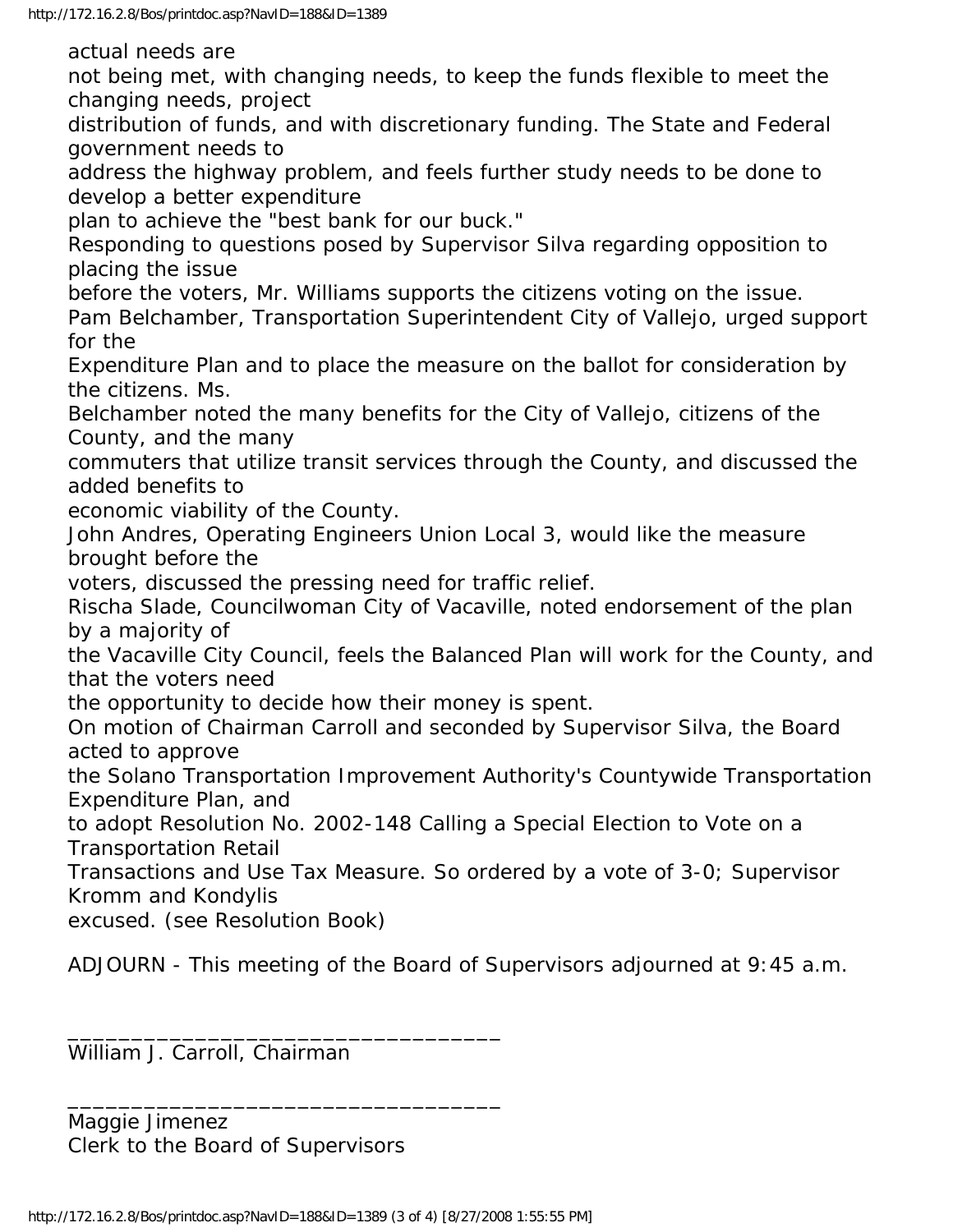actual needs are not being met, with changing needs, to keep the funds flexible to meet the changing needs, project distribution of funds, and with discretionary funding. The State and Federal government needs to address the highway problem, and feels further study needs to be done to develop a better expenditure plan to achieve the "best bank for our buck."

Responding to questions posed by Supervisor Silva regarding opposition to placing the issue before the voters, Mr. Williams supports the citizens voting on the issue.

Pam Belchamber, Transportation Superintendent City of Vallejo, urged support for the Expenditure Plan and to place the measure on the ballot for consideration by the citizens. Ms. Belchamber noted the many benefits for the City of Vallejo, citizens of the County, and the many commuters that utilize transit services through the County, and discussed the added benefits to economic viability of the County.

John Andres, Operating Engineers Union Local 3, would like the measure brought before the voters, discussed the pressing need for traffic relief.

Rischa Slade, Councilwoman City of Vacaville, noted endorsement of the plan by a majority of the Vacaville City Council, feels the Balanced Plan will work for the County, and that the voters need the opportunity to decide how their money is spent.

On motion of Chairman Carroll and seconded by Supervisor Silva, the Board acted to approve the Solano Transportation Improvement Authority's Countywide Transportation Expenditure Plan, and to adopt Resolution No. 2002-148 Calling a Special Election to Vote on a Transportation Retail Transactions and Use Tax Measure. So ordered by a vote of 3-0; Supervisor Kromm and Kondylis excused. (see Resolution Book)

ADJOURN - This meeting of the Board of Supervisors adjourned at 9:45 a.m.

_________________________________
William J. Carroll, Chairman

_________________________________
Maggie Jimenez
Clerk to the Board of Supervisors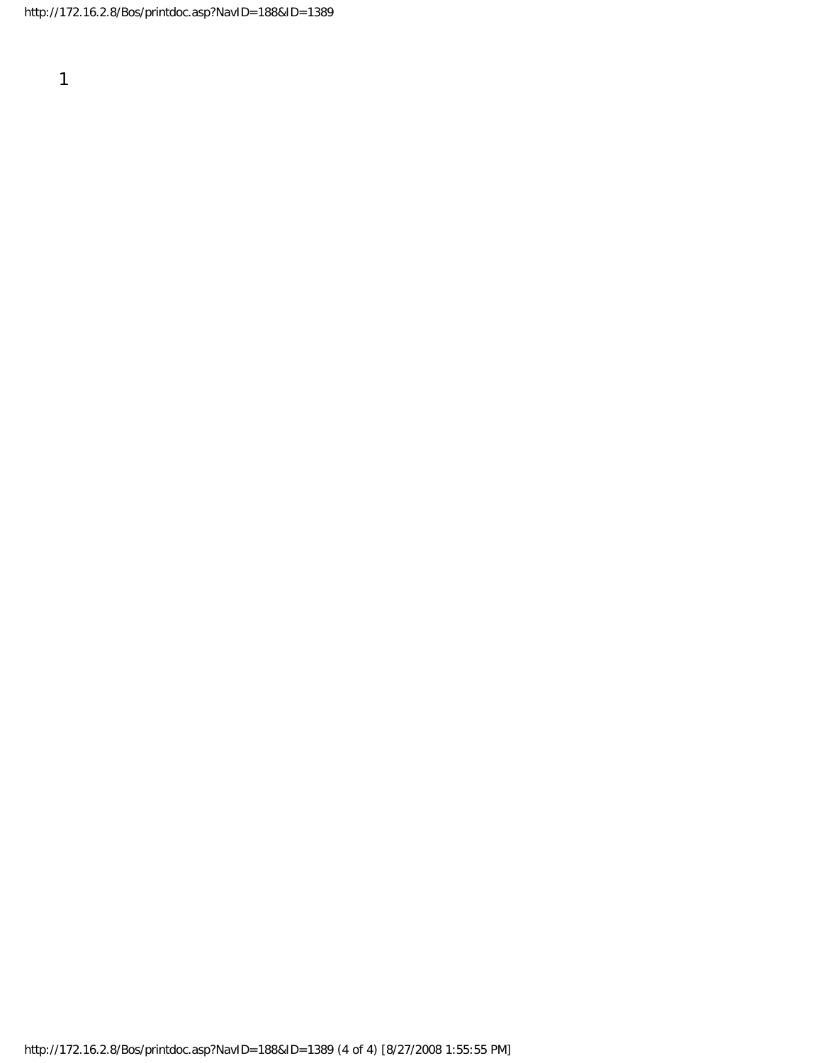1